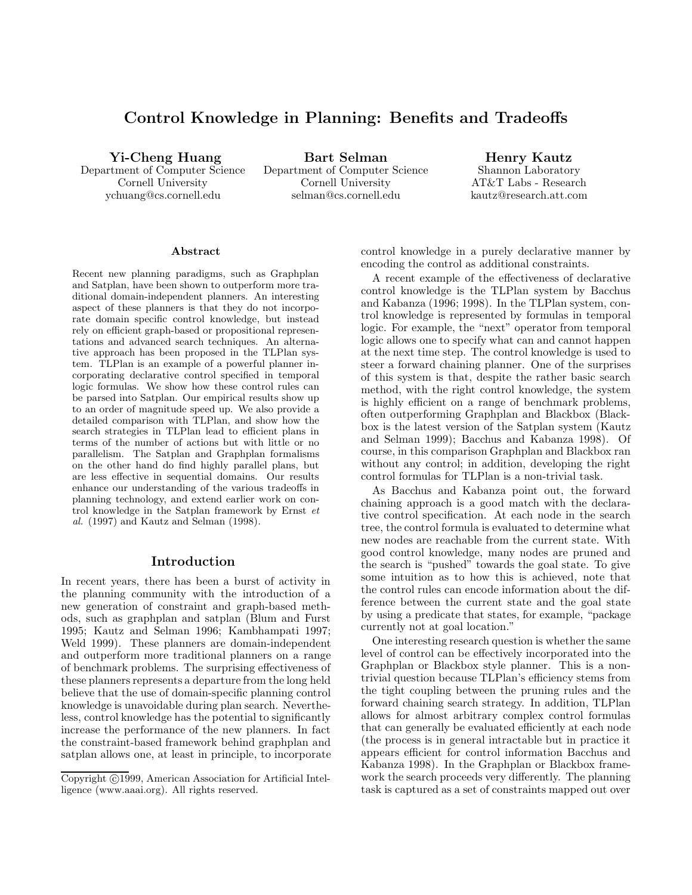# Control Knowledge in Planning: Benefits and Tradeoffs

**Yi-Cheng Huang**
Department of Computer Science
Cornell University
ychuang@cs.cornell.edu

**Bart Selman**
Department of Computer Science
Cornell University
selman@cs.cornell.edu

**Henry Kautz**
Shannon Laboratory
AT&T Labs - Research
kautz@research.att.com

### Abstract

Recent new planning paradigms, such as Graphplan and Satplan, have been shown to outperform more traditional domain-independent planners. An interesting aspect of these planners is that they do not incorporate domain specific control knowledge, but instead rely on efficient graph-based or propositional representations and advanced search techniques. An alternative approach has been proposed in the TLPlan system. TLPlan is an example of a powerful planner incorporating declarative control specified in temporal logic formulas. We show how these control rules can be parsed into Satplan. Our empirical results show up to an order of magnitude speed up. We also provide a detailed comparison with TLPlan, and show how the search strategies in TLPlan lead to efficient plans in terms of the number of actions but with little or no parallelism. The Satplan and Graphplan formalisms on the other hand do find highly parallel plans, but are less effective in sequential domains. Our results enhance our understanding of the various tradeoffs in planning technology, and extend earlier work on control knowledge in the Satplan framework by Ernst *et al.* (1997) and Kautz and Selman (1998).

## Introduction

In recent years, there has been a burst of activity in the planning community with the introduction of a new generation of constraint and graph-based methods, such as graphplan and satplan (Blum and Furst 1995; Kautz and Selman 1996; Kambhampati 1997; Weld 1999). These planners are domain-independent and outperform more traditional planners on a range of benchmark problems. The surprising effectiveness of these planners represents a departure from the long held believe that the use of domain-specific planning control knowledge is unavoidable during plan search. Nevertheless, control knowledge has the potential to significantly increase the performance of the new planners. In fact the constraint-based framework behind graphplan and satplan allows one, at least in principle, to incorporate control knowledge in a purely declarative manner by encoding the control as additional constraints.

A recent example of the effectiveness of declarative control knowledge is the TLPlan system by Bacchus and Kabanza (1996; 1998). In the TLPlan system, control knowledge is represented by formulas in temporal logic. For example, the "next" operator from temporal logic allows one to specify what can and cannot happen at the next time step. The control knowledge is used to steer a forward chaining planner. One of the surprises of this system is that, despite the rather basic search method, with the right control knowledge, the system is highly efficient on a range of benchmark problems, often outperforming Graphplan and Blackbox (Blackbox is the latest version of the Satplan system (Kautz and Selman 1999); Bacchus and Kabanza 1998). Of course, in this comparison Graphplan and Blackbox ran without any control; in addition, developing the right control formulas for TLPlan is a non-trivial task.

As Bacchus and Kabanza point out, the forward chaining approach is a good match with the declarative control specification. At each node in the search tree, the control formula is evaluated to determine what new nodes are reachable from the current state. With good control knowledge, many nodes are pruned and the search is "pushed" towards the goal state. To give some intuition as to how this is achieved, note that the control rules can encode information about the difference between the current state and the goal state by using a predicate that states, for example, "package currently not at goal location."

One interesting research question is whether the same level of control can be effectively incorporated into the Graphplan or Blackbox style planner. This is a non-trivial question because TLPlan's efficiency stems from the tight coupling between the pruning rules and the forward chaining search strategy. In addition, TLPlan allows for almost arbitrary complex control formulas that can generally be evaluated efficiently at each node (the process is in general intractable but in practice it appears efficient for control information Bacchus and Kabanza 1998). In the Graphplan or Blackbox framework the search proceeds very differently. The planning task is captured as a set of constraints mapped out over

Copyright ©1999, American Association for Artificial Intelligence (www.aaai.org). All rights reserved.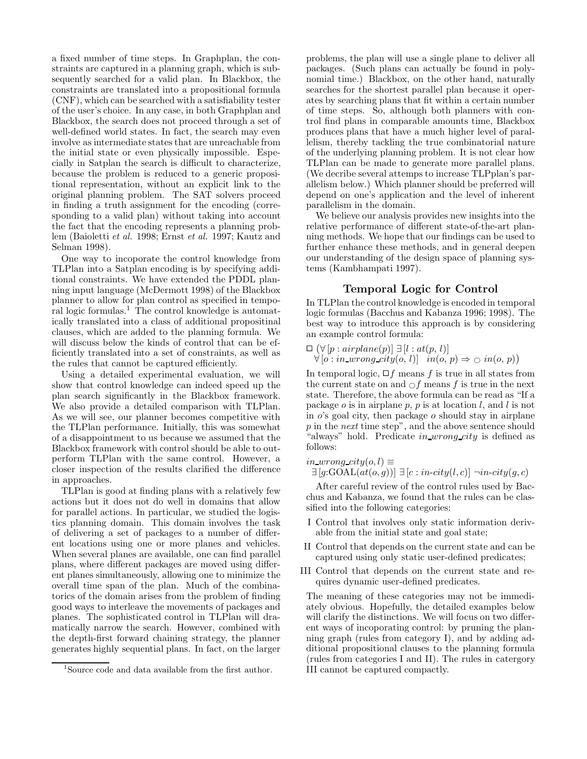a fixed number of time steps. In Graphplan, the constraints are captured in a planning graph, which is subsequently searched for a valid plan. In Blackbox, the constraints are translated into a propositional formula (CNF), which can be searched with a satisfiability tester of the user's choice. In any case, in both Graphplan and Blackbox, the search does not proceed through a set of well-defined world states. In fact, the search may even involve as intermediate states that are unreachable from the initial state or even physically impossible. Especially in Satplan the search is difficult to characterize, because the problem is reduced to a generic propositional representation, without an explicit link to the original planning problem. The SAT solvers proceed in finding a truth assignment for the encoding (corresponding to a valid plan) without taking into account the fact that the encoding represents a planning problem (Baioletti *et al.* 1998; Ernst *et al.* 1997; Kautz and Selman 1998).

One way to incoporate the control knowledge from TLPlan into a Satplan encoding is by specifying additional constraints. We have extended the PDDL planning input language (McDermott 1998) of the Blackbox planner to allow for plan control as specified in temporal logic formulas.[1] The control knowledge is automatically translated into a class of additional propositinal clauses, which are added to the planning formula. We will discuss below the kinds of control that can be efficiently translated into a set of constraints, as well as the rules that cannot be captured efficiently.

Using a detailed experimental evaluation, we will show that control knowledge can indeed speed up the plan search significantly in the Blackbox framework. We also provide a detailed comparison with TLPlan. As we will see, our planner becomes competitive with the TLPlan performance. Initially, this was somewhat of a disappointment to us because we assumed that the Blackbox framework with control should be able to outperform TLPlan with the same control. However, a closer inspection of the results clarified the difference in approaches.

TLPlan is good at finding plans with a relatively few actions but it does not do well in domains that allow for parallel actions. In particular, we studied the logistics planning domain. This domain involves the task of delivering a set of packages to a number of different locations using one or more planes and vehicles. When several planes are available, one can find parallel plans, where different packages are moved using different planes simultaneously, allowing one to minimize the overall time span of the plan. Much of the combinatorics of the domain arises from the problem of finding good ways to interleave the movements of packages and planes. The sophisticated control in TLPlan will dramatically narrow the search. However, combined with the depth-first forward chaining strategy, the planner generates highly sequential plans. In fact, on the larger problems, the plan will use a single plane to deliver all packages. (Such plans can actually be found in polynomial time.) Blackbox, on the other hand, naturally searches for the shortest parallel plan because it operates by searching plans that fit within a certain number of time steps. So, although both planners with control find plans in comparable amounts time, Blackbox produces plans that have a much higher level of parallelism, thereby tackling the true combinatorial nature of the underlying planning problem. It is not clear how TLPlan can be made to generate more parallel plans. (We decribe several attemps to increase TLPplan's parallelism below.) Which planner should be preferred will depend on one's application and the level of inherent parallelism in the domain.

We believe our analysis provides new insights into the relative performance of different state-of-the-art planning methods. We hope that our findings can be used to further enhance these methods, and in general deepen our understanding of the design space of planning systems (Kambhampati 1997).

## Temporal Logic for Control

In TLPlan the control knowledge is encoded in temporal logic formulas (Bacchus and Kabanza 1996; 1998). The best way to introduce this approach is by considering an example control formula:

$$\Box\,\big(\forall [p : airplane(p)]\ \exists [l : at(p, l)]\ \forall [o : in\_wrong\_city(o, l)]\ \ in(o, p) \Rightarrow \bigcirc\, in(o, p)\big)$$

In temporal logic, $\Box f$ means $f$ is true in all states from the current state on and $\bigcirc f$ means $f$ is true in the next state. Therefore, the above formula can be read as "If a package $o$ is in airplane $p$, $p$ is at location $l$, and $l$ is not in $o$'s goal city, then package $o$ should stay in airplane $p$ in the *next* time step", and the above sentence should "always" hold. Predicate $in\_wrong\_city$ is defined as follows:

$$in\_wrong\_city(o, l) \equiv \exists [g{:}\mathrm{GOAL}(at(o, g))]\ \exists [c : in\text{-}city(l, c)]\ \neg in\text{-}city(g, c)$$

After careful review of the control rules used by Bacchus and Kabanza, we found that the rules can be classified into the following categories:

- I Control that involves only static information derivable from the initial state and goal state;
- II Control that depends on the current state and can be captured using only static user-defined predicates;
- III Control that depends on the current state and requires dynamic user-defined predicates.

The meaning of these categories may not be immediately obvious. Hopefully, the detailed examples below will clarify the distinctions. We will focus on two different ways of incoporating control: by pruning the planning graph (rules from category I), and by adding additional propositional clauses to the planning formula (rules from categories I and II). The rules in catergory III cannot be captured compactly.

[1] Source code and data available from the first author.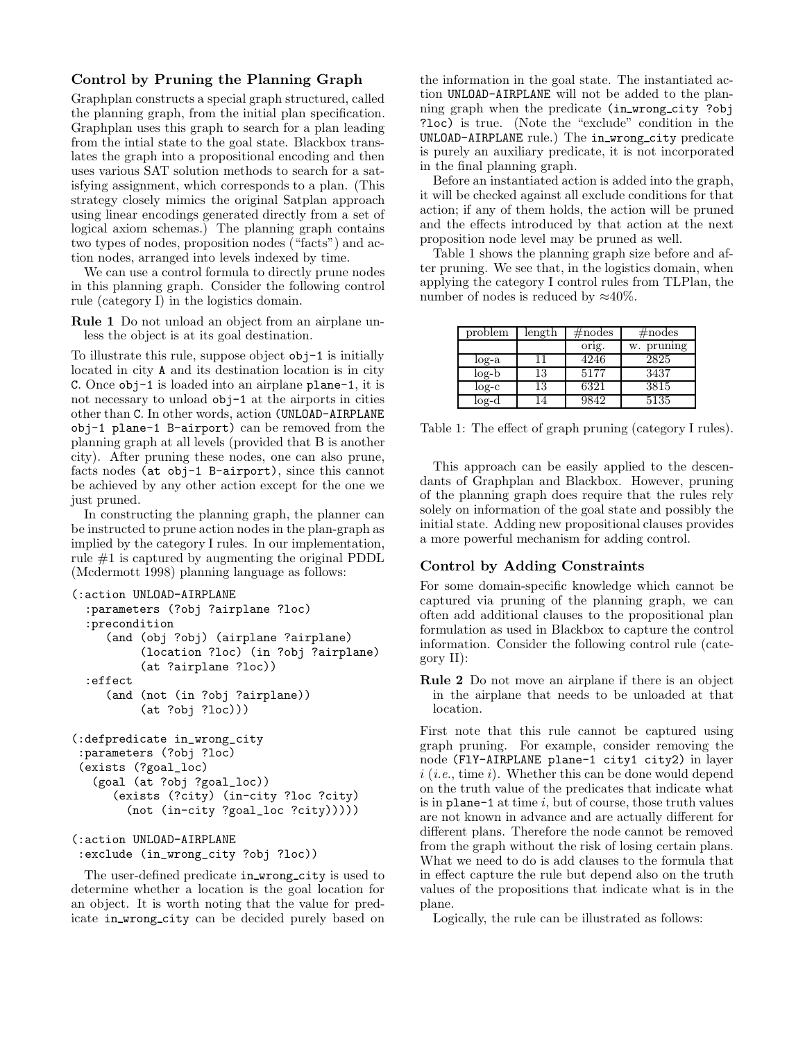### Control by Pruning the Planning Graph

Graphplan constructs a special graph structured, called the planning graph, from the initial plan specification. Graphplan uses this graph to search for a plan leading from the intial state to the goal state. Blackbox translates the graph into a propositional encoding and then uses various SAT solution methods to search for a satisfying assignment, which corresponds to a plan. (This strategy closely mimics the original Satplan approach using linear encodings generated directly from a set of logical axiom schemas.) The planning graph contains two types of nodes, proposition nodes ("facts") and action nodes, arranged into levels indexed by time.

We can use a control formula to directly prune nodes in this planning graph. Consider the following control rule (category I) in the logistics domain.

**Rule 1** Do not unload an object from an airplane unless the object is at its goal destination.

To illustrate this rule, suppose object `obj-1` is initially located in city `A` and its destination location is in city `C`. Once `obj-1` is loaded into an airplane `plane-1`, it is not necessary to unload `obj-1` at the airports in cities other than `C`. In other words, action `(UNLOAD-AIRPLANE obj-1 plane-1 B-airport)` can be removed from the planning graph at all levels (provided that B is another city). After pruning these nodes, one can also prune, facts nodes `(at obj-1 B-airport)`, since this cannot be achieved by any other action except for the one we just pruned.

In constructing the planning graph, the planner can be instructed to prune action nodes in the plan-graph as implied by the category I rules. In our implementation, rule #1 is captured by augmenting the original PDDL (Mcdermott 1998) planning language as follows:

```
(:action UNLOAD-AIRPLANE
  :parameters (?obj ?airplane ?loc)
  :precondition
     (and (obj ?obj) (airplane ?airplane)
          (location ?loc) (in ?obj ?airplane)
          (at ?airplane ?loc))
  :effect
     (and (not (in ?obj ?airplane))
          (at ?obj ?loc)))

(:defpredicate in_wrong_city
 :parameters (?obj ?loc)
 (exists (?goal_loc)
   (goal (at ?obj ?goal_loc))
      (exists (?city) (in-city ?loc ?city)
        (not (in-city ?goal_loc ?city)))))

(:action UNLOAD-AIRPLANE
 :exclude (in_wrong_city ?obj ?loc))
```

The user-defined predicate `in_wrong_city` is used to determine whether a location is the goal location for an object. It is worth noting that the value for predicate `in_wrong_city` can be decided purely based on the information in the goal state. The instantiated action `UNLOAD-AIRPLANE` will not be added to the planning graph when the predicate `(in_wrong_city ?obj ?loc)` is true. (Note the "exclude" condition in the `UNLOAD-AIRPLANE` rule.) The `in_wrong_city` predicate is purely an auxiliary predicate, it is not incorporated in the final planning graph.

Before an instantiated action is added into the graph, it will be checked against all exclude conditions for that action; if any of them holds, the action will be pruned and the effects introduced by that action at the next proposition node level may be pruned as well.

Table 1 shows the planning graph size before and after pruning. We see that, in the logistics domain, when applying the category I control rules from TLPlan, the number of nodes is reduced by ≈40%.

| problem | length | #nodes orig. | #nodes w. pruning |
|---|---|---|---|
| log-a | 11 | 4246 | 2825 |
| log-b | 13 | 5177 | 3437 |
| log-c | 13 | 6321 | 3815 |
| log-d | 14 | 9842 | 5135 |

Table 1: The effect of graph pruning (category I rules).

This approach can be easily applied to the descendants of Graphplan and Blackbox. However, pruning of the planning graph does require that the rules rely solely on information of the goal state and possibly the initial state. Adding new propositional clauses provides a more powerful mechanism for adding control.

### Control by Adding Constraints

For some domain-specific knowledge which cannot be captured via pruning of the planning graph, we can often add additional clauses to the propositional plan formulation as used in Blackbox to capture the control information. Consider the following control rule (category II):

**Rule 2** Do not move an airplane if there is an object in the airplane that needs to be unloaded at that location.

First note that this rule cannot be captured using graph pruning. For example, consider removing the node `(FlY-AIRPLANE plane-1 city1 city2)` in layer $i$ (*i.e.*, time $i$). Whether this can be done would depend on the truth value of the predicates that indicate what is in `plane-1` at time $i$, but of course, those truth values are not known in advance and are actually different for different plans. Therefore the node cannot be removed from the graph without the risk of losing certain plans. What we need to do is add clauses to the formula that in effect capture the rule but depend also on the truth values of the propositions that indicate what is in the plane.

Logically, the rule can be illustrated as follows: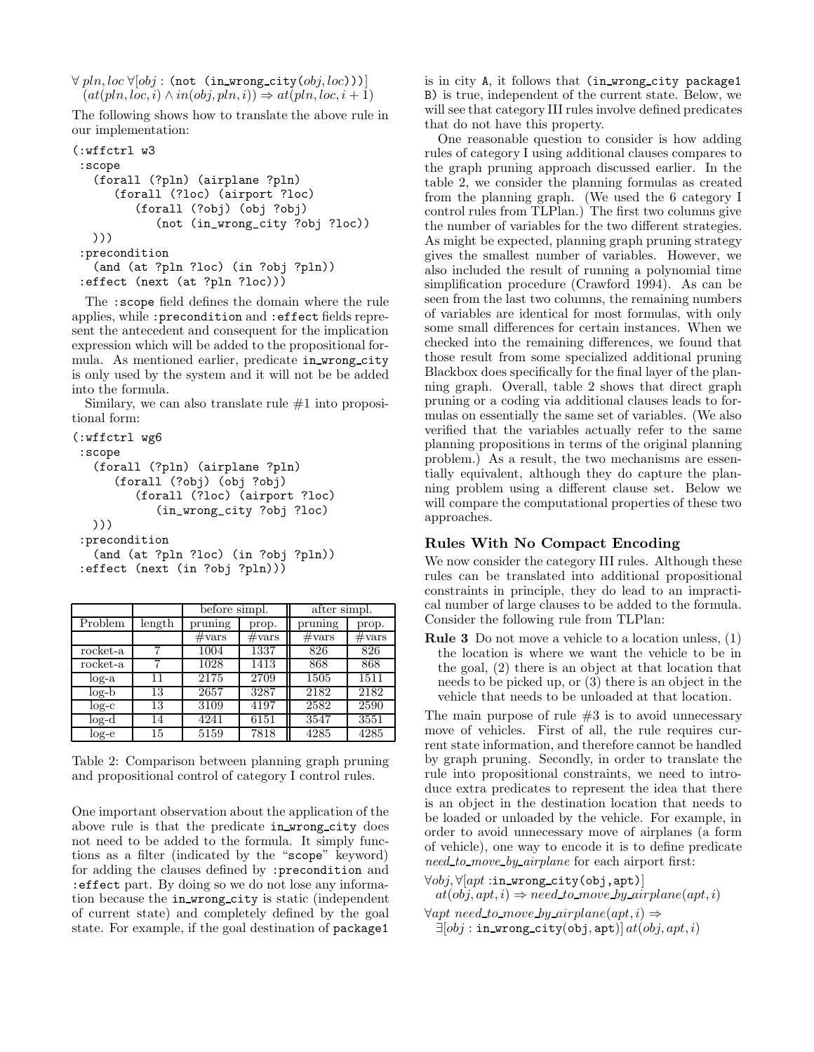$\forall\, pln, loc\; \forall[obj : \texttt{(not (in\_wrong\_city}(obj, loc)\texttt{))}]$
$(at(pln, loc, i) \wedge in(obj, pln, i)) \Rightarrow at(pln, loc, i+1)$

The following shows how to translate the above rule in our implementation:

```
(:wffctrl w3
 :scope
   (forall (?pln) (airplane ?pln)
      (forall (?loc) (airport ?loc)
         (forall (?obj) (obj ?obj)
            (not (in_wrong_city ?obj ?loc))
   )))
 :precondition
   (and (at ?pln ?loc) (in ?obj ?pln))
 :effect (next (at ?pln ?loc)))
```

The :scope field defines the domain where the rule applies, while :precondition and :effect fields represent the antecedent and consequent for the implication expression which will be added to the propositional formula. As mentioned earlier, predicate in_wrong_city is only used by the system and it will not be be added into the formula.

Similary, we can also translate rule #1 into propositional form:

```
(:wffctrl wg6
 :scope
   (forall (?pln) (airplane ?pln)
      (forall (?obj) (obj ?obj)
         (forall (?loc) (airport ?loc)
            (in_wrong_city ?obj ?loc)
   )))
 :precondition
   (and (at ?pln ?loc) (in ?obj ?pln))
 :effect (next (in ?obj ?pln)))
```

| | | before simpl. | | after simpl. | |
|---|---|---|---|---|---|
| Problem | length | pruning | prop. | pruning | prop. |
| | | #vars | #vars | #vars | #vars |
| rocket-a | 7 | 1004 | 1337 | 826 | 826 |
| rocket-a | 7 | 1028 | 1413 | 868 | 868 |
| log-a | 11 | 2175 | 2709 | 1505 | 1511 |
| log-b | 13 | 2657 | 3287 | 2182 | 2182 |
| log-c | 13 | 3109 | 4197 | 2582 | 2590 |
| log-d | 14 | 4241 | 6151 | 3547 | 3551 |
| log-e | 15 | 5159 | 7818 | 4285 | 4285 |

Table 2: Comparison between planning graph pruning and propositional control of category I control rules.

One important observation about the application of the above rule is that the predicate in_wrong_city does not need to be added to the formula. It simply functions as a filter (indicated by the "scope" keyword) for adding the clauses defined by :precondition and :effect part. By doing so we do not lose any information because the in_wrong_city is static (independent of current state) and completely defined by the goal state. For example, if the goal destination of package1 is in city A, it follows that (in_wrong_city package1 B) is true, independent of the current state. Below, we will see that category III rules involve defined predicates that do not have this property.

One reasonable question to consider is how adding rules of category I using additional clauses compares to the graph pruning approach discussed earlier. In the table 2, we consider the planning formulas as created from the planning graph. (We used the 6 category I control rules from TLPlan.) The first two columns give the number of variables for the two different strategies. As might be expected, planning graph pruning strategy gives the smallest number of variables. However, we also included the result of running a polynomial time simplification procedure (Crawford 1994). As can be seen from the last two columns, the remaining numbers of variables are identical for most formulas, with only some small differences for certain instances. When we checked into the remaining differences, we found that those result from some specialized additional pruning Blackbox does specifically for the final layer of the planning graph. Overall, table 2 shows that direct graph pruning or a coding via additional clauses leads to formulas on essentially the same set of variables. (We also verified that the variables actually refer to the same planning propositions in terms of the original planning problem.) As a result, the two mechanisms are essentially equivalent, although they do capture the planning problem using a different clause set. Below we will compare the computational properties of these two approaches.

## Rules With No Compact Encoding

We now consider the category III rules. Although these rules can be translated into additional propositional constraints in principle, they do lead to an impractical number of large clauses to be added to the formula. Consider the following rule from TLPlan:

**Rule 3** Do not move a vehicle to a location unless, (1) the location is where we want the vehicle to be in the goal, (2) there is an object at that location that needs to be picked up, or (3) there is an object in the vehicle that needs to be unloaded at that location.

The main purpose of rule #3 is to avoid unnecessary move of vehicles. First of all, the rule requires current state information, and therefore cannot be handled by graph pruning. Secondly, in order to translate the rule into propositional constraints, we need to introduce extra predicates to represent the idea that there is an object in the destination location that needs to be loaded or unloaded by the vehicle. For example, in order to avoid unnecessary move of airplanes (a form of vehicle), one way to encode it is to define predicate *need_to_move_by_airplane* for each airport first:

$\forall obj, \forall[apt : \texttt{in\_wrong\_city(obj,apt)}]$
$at(obj, apt, i) \Rightarrow need\_to\_move\_by\_airplane(apt, i)$

$\forall apt\; need\_to\_move\_by\_airplane(apt, i) \Rightarrow$
$\exists[obj : \texttt{in\_wrong\_city(obj, apt)}]\; at(obj, apt, i)$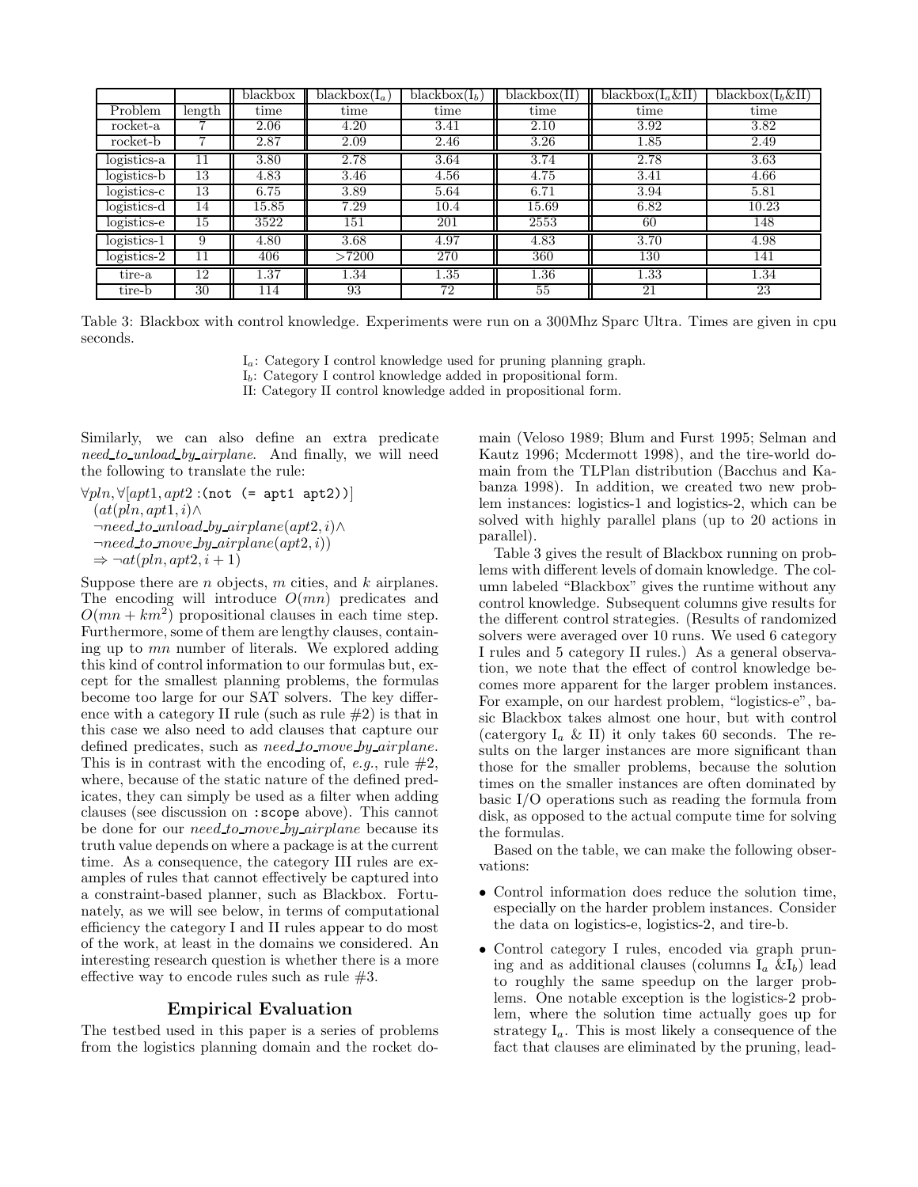| | | blackbox | blackbox($I_a$) | blackbox($I_b$) | blackbox(II) | blackbox($I_a$&II) | blackbox($I_b$&II) |
|---|---|---|---|---|---|---|---|
| Problem | length | time | time | time | time | time | time |
| rocket-a | 7 | 2.06 | 4.20 | 3.41 | 2.10 | 3.92 | 3.82 |
| rocket-b | 7 | 2.87 | 2.09 | 2.46 | 3.26 | 1.85 | 2.49 |
| logistics-a | 11 | 3.80 | 2.78 | 3.64 | 3.74 | 2.78 | 3.63 |
| logistics-b | 13 | 4.83 | 3.46 | 4.56 | 4.75 | 3.41 | 4.66 |
| logistics-c | 13 | 6.75 | 3.89 | 5.64 | 6.71 | 3.94 | 5.81 |
| logistics-d | 14 | 15.85 | 7.29 | 10.4 | 15.69 | 6.82 | 10.23 |
| logistics-e | 15 | 3522 | 151 | 201 | 2553 | 60 | 148 |
| logistics-1 | 9 | 4.80 | 3.68 | 4.97 | 4.83 | 3.70 | 4.98 |
| logistics-2 | 11 | 406 | >7200 | 270 | 360 | 130 | 141 |
| tire-a | 12 | 1.37 | 1.34 | 1.35 | 1.36 | 1.33 | 1.34 |
| tire-b | 30 | 114 | 93 | 72 | 55 | 21 | 23 |

Table 3: Blackbox with control knowledge. Experiments were run on a 300Mhz Sparc Ultra. Times are given in cpu seconds.

$I_a$: Category I control knowledge used for pruning planning graph.
$I_b$: Category I control knowledge added in propositional form.
II: Category II control knowledge added in propositional form.

Similarly, we can also define an extra predicate *need_to_unload_by_airplane*. And finally, we will need the following to translate the rule:

$\forall pln, \forall [apt1, apt2$ : `(not (= apt1 apt2))`$]$
$(at(pln, apt1, i) \wedge$
$\neg need\_to\_unload\_by\_airplane(apt2, i) \wedge$
$\neg need\_to\_move\_by\_airplane(apt2, i))$
$\Rightarrow \neg at(pln, apt2, i+1)$

Suppose there are $n$ objects, $m$ cities, and $k$ airplanes. The encoding will introduce $O(mn)$ predicates and $O(mn + km^2)$ propositional clauses in each time step. Furthermore, some of them are lengthy clauses, containing up to $mn$ number of literals. We explored adding this kind of control information to our formulas but, except for the smallest planning problems, the formulas become too large for our SAT solvers. The key difference with a category II rule (such as rule #2) is that in this case we also need to add clauses that capture our defined predicates, such as *need_to_move_by_airplane*. This is in contrast with the encoding of, *e.g.*, rule #2, where, because of the static nature of the defined predicates, they can simply be used as a filter when adding clauses (see discussion on `:scope` above). This cannot be done for our *need_to_move_by_airplane* because its truth value depends on where a package is at the current time. As a consequence, the category III rules are examples of rules that cannot effectively be captured into a constraint-based planner, such as Blackbox. Fortunately, as we will see below, in terms of computational efficiency the category I and II rules appear to do most of the work, at least in the domains we considered. An interesting research question is whether there is a more effective way to encode rules such as rule #3.

## Empirical Evaluation

The testbed used in this paper is a series of problems from the logistics planning domain and the rocket domain (Veloso 1989; Blum and Furst 1995; Selman and Kautz 1996; Mcdermott 1998), and the tire-world domain from the TLPlan distribution (Bacchus and Kabanza 1998). In addition, we created two new problem instances: logistics-1 and logistics-2, which can be solved with highly parallel plans (up to 20 actions in parallel).

Table 3 gives the result of Blackbox running on problems with different levels of domain knowledge. The column labeled "Blackbox" gives the runtime without any control knowledge. Subsequent columns give results for the different control strategies. (Results of randomized solvers were averaged over 10 runs. We used 6 category I rules and 5 category II rules.) As a general observation, we note that the effect of control knowledge becomes more apparent for the larger problem instances. For example, on our hardest problem, "logistics-e", basic Blackbox takes almost one hour, but with control (catergory $I_a$ & II) it only takes 60 seconds. The results on the larger instances are more significant than those for the smaller problems, because the solution times on the smaller instances are often dominated by basic I/O operations such as reading the formula from disk, as opposed to the actual compute time for solving the formulas.

Based on the table, we can make the following observations:

- Control information does reduce the solution time, especially on the harder problem instances. Consider the data on logistics-e, logistics-2, and tire-b.
- Control category I rules, encoded via graph pruning and as additional clauses (columns $I_a$ &$I_b$) lead to roughly the same speedup on the larger problems. One notable exception is the logistics-2 problem, where the solution time actually goes up for strategy $I_a$. This is most likely a consequence of the fact that clauses are eliminated by the pruning, lead-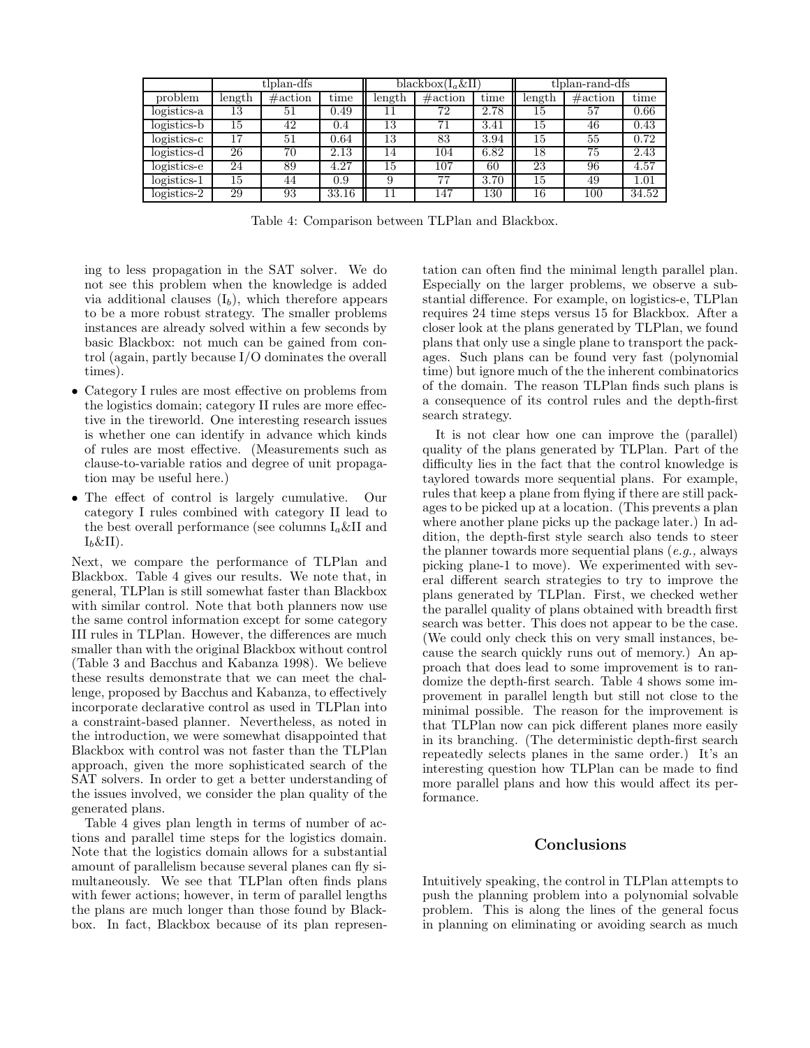| | tlplan-dfs | | | blackbox($I_a$&II) | | | tlplan-rand-dfs | | |
|---|---|---|---|---|---|---|---|---|---|
| problem | length | #action | time | length | #action | time | length | #action | time |
| logistics-a | 13 | 51 | 0.49 | 11 | 72 | 2.78 | 15 | 57 | 0.66 |
| logistics-b | 15 | 42 | 0.4 | 13 | 71 | 3.41 | 15 | 46 | 0.43 |
| logistics-c | 17 | 51 | 0.64 | 13 | 83 | 3.94 | 15 | 55 | 0.72 |
| logistics-d | 26 | 70 | 2.13 | 14 | 104 | 6.82 | 18 | 75 | 2.43 |
| logistics-e | 24 | 89 | 4.27 | 15 | 107 | 60 | 23 | 96 | 4.57 |
| logistics-1 | 15 | 44 | 0.9 | 9 | 77 | 3.70 | 15 | 49 | 1.01 |
| logistics-2 | 29 | 93 | 33.16 | 11 | 147 | 130 | 16 | 100 | 34.52 |

Table 4: Comparison between TLPlan and Blackbox.

ing to less propagation in the SAT solver. We do not see this problem when the knowledge is added via additional clauses ($I_b$), which therefore appears to be a more robust strategy. The smaller problems instances are already solved within a few seconds by basic Blackbox: not much can be gained from control (again, partly because I/O dominates the overall times).

- Category I rules are most effective on problems from the logistics domain; category II rules are more effective in the tireworld. One interesting research issues is whether one can identify in advance which kinds of rules are most effective. (Measurements such as clause-to-variable ratios and degree of unit propagation may be useful here.)
- The effect of control is largely cumulative. Our category I rules combined with category II lead to the best overall performance (see columns $I_a$&II and $I_b$&II).

Next, we compare the performance of TLPlan and Blackbox. Table 4 gives our results. We note that, in general, TLPlan is still somewhat faster than Blackbox with similar control. Note that both planners now use the same control information except for some category III rules in TLPlan. However, the differences are much smaller than with the original Blackbox without control (Table 3 and Bacchus and Kabanza 1998). We believe these results demonstrate that we can meet the challenge, proposed by Bacchus and Kabanza, to effectively incorporate declarative control as used in TLPlan into a constraint-based planner. Nevertheless, as noted in the introduction, we were somewhat disappointed that Blackbox with control was not faster than the TLPlan approach, given the more sophisticated search of the SAT solvers. In order to get a better understanding of the issues involved, we consider the plan quality of the generated plans.

Table 4 gives plan length in terms of number of actions and parallel time steps for the logistics domain. Note that the logistics domain allows for a substantial amount of parallelism because several planes can fly simultaneously. We see that TLPlan often finds plans with fewer actions; however, in term of parallel lengths the plans are much longer than those found by Blackbox. In fact, Blackbox because of its plan representation can often find the minimal length parallel plan. Especially on the larger problems, we observe a substantial difference. For example, on logistics-e, TLPlan requires 24 time steps versus 15 for Blackbox. After a closer look at the plans generated by TLPlan, we found plans that only use a single plane to transport the packages. Such plans can be found very fast (polynomial time) but ignore much of the the inherent combinatorics of the domain. The reason TLPlan finds such plans is a consequence of its control rules and the depth-first search strategy.

It is not clear how one can improve the (parallel) quality of the plans generated by TLPlan. Part of the difficulty lies in the fact that the control knowledge is taylored towards more sequential plans. For example, rules that keep a plane from flying if there are still packages to be picked up at a location. (This prevents a plan where another plane picks up the package later.) In addition, the depth-first style search also tends to steer the planner towards more sequential plans (*e.g.,* always picking plane-1 to move). We experimented with several different search strategies to try to improve the plans generated by TLPlan. First, we checked wether the parallel quality of plans obtained with breadth first search was better. This does not appear to be the case. (We could only check this on very small instances, because the search quickly runs out of memory.) An approach that does lead to some improvement is to randomize the depth-first search. Table 4 shows some improvement in parallel length but still not close to the minimal possible. The reason for the improvement is that TLPlan now can pick different planes more easily in its branching. (The deterministic depth-first search repeatedly selects planes in the same order.) It's an interesting question how TLPlan can be made to find more parallel plans and how this would affect its performance.

## Conclusions

Intuitively speaking, the control in TLPlan attempts to push the planning problem into a polynomial solvable problem. This is along the lines of the general focus in planning on eliminating or avoiding search as much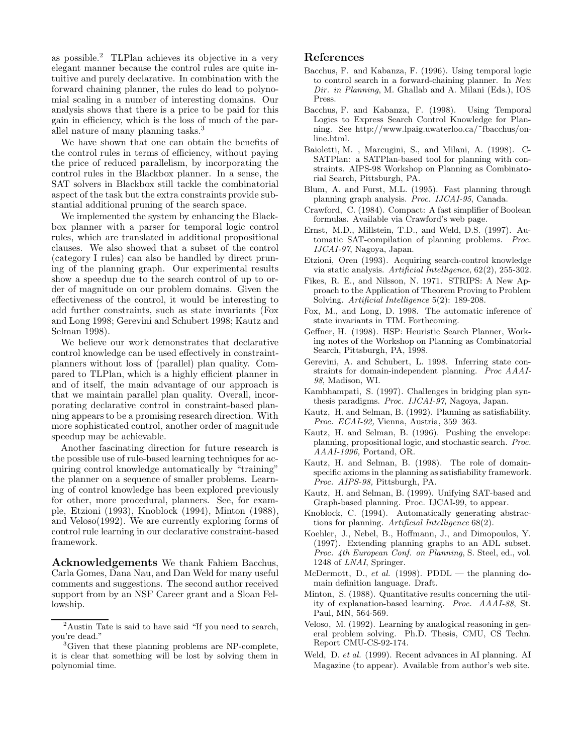as possible.[2] TLPlan achieves its objective in a very elegant manner because the control rules are quite intuitive and purely declarative. In combination with the forward chaining planner, the rules do lead to polynomial scaling in a number of interesting domains. Our analysis shows that there is a price to be paid for this gain in efficiency, which is the loss of much of the parallel nature of many planning tasks.[3]

We have shown that one can obtain the benefits of the control rules in terms of efficiency, without paying the price of reduced parallelism, by incorporating the control rules in the Blackbox planner. In a sense, the SAT solvers in Blackbox still tackle the combinatorial aspect of the task but the extra constraints provide substantial additional pruning of the search space.

We implemented the system by enhancing the Blackbox planner with a parser for temporal logic control rules, which are translated in additional propositional clauses. We also showed that a subset of the control (category I rules) can also be handled by direct pruning of the planning graph. Our experimental results show a speedup due to the search control of up to order of magnitude on our problem domains. Given the effectiveness of the control, it would be interesting to add further constraints, such as state invariants (Fox and Long 1998; Gerevini and Schubert 1998; Kautz and Selman 1998).

We believe our work demonstrates that declarative control knowledge can be used effectively in constraint-planners without loss of (parallel) plan quality. Compared to TLPlan, which is a highly efficient planner in and of itself, the main advantage of our approach is that we maintain parallel plan quality. Overall, incorporating declarative control in constraint-based planning appears to be a promising research direction. With more sophisticated control, another order of magnitude speedup may be achievable.

Another fascinating direction for future research is the possible use of rule-based learning techniques for acquiring control knowledge automatically by "training" the planner on a sequence of smaller problems. Learning of control knowledge has been explored previously for other, more procedural, planners. See, for example, Etzioni (1993), Knoblock (1994), Minton (1988), and Veloso(1992). We are currently exploring forms of control rule learning in our declarative constraint-based framework.

**Acknowledgements** We thank Fahiem Bacchus, Carla Gomes, Dana Nau, and Dan Weld for many useful comments and suggestions. The second author received support from by an NSF Career grant and a Sloan Fellowship.

[2] Austin Tate is said to have said "If you need to search, you're dead."

[3] Given that these planning problems are NP-complete, it is clear that something will be lost by solving them in polynomial time.

## References

Bacchus, F. and Kabanza, F. (1996). Using temporal logic to control search in a forward-chaining planner. In *New Dir. in Planning*, M. Ghallab and A. Milani (Eds.), IOS Press.

Bacchus, F. and Kabanza, F. (1998). Using Temporal Logics to Express Search Control Knowledge for Planning. See http://www.lpaig.uwaterloo.ca/~fbacchus/online.html.

Baioletti, M. , Marcugini, S., and Milani, A. (1998). C-SATPlan: a SATPlan-based tool for planning with constraints. AIPS-98 Workshop on Planning as Combinatorial Search, Pittsburgh, PA.

Blum, A. and Furst, M.L. (1995). Fast planning through planning graph analysis. *Proc. IJCAI-95*, Canada.

Crawford, C. (1984). Compact: A fast simplifier of Boolean formulas. Available via Crawford's web page.

Ernst, M.D., Millstein, T.D., and Weld, D.S. (1997). Automatic SAT-compilation of planning problems. *Proc. IJCAI-97*, Nagoya, Japan.

Etzioni, Oren (1993). Acquiring search-control knowledge via static analysis. *Artificial Intelligence*, 62(2), 255-302.

Fikes, R. E., and Nilsson, N. 1971. STRIPS: A New Approach to the Application of Theorem Proving to Problem Solving. *Artificial Intelligence* 5(2): 189-208.

Fox, M., and Long, D. 1998. The automatic inference of state invariants in TIM. Forthcoming.

Geffner, H. (1998). HSP: Heuristic Search Planner, Working notes of the Workshop on Planning as Combinatorial Search, Pittsburgh, PA, 1998.

Gerevini, A. and Schubert, L. 1998. Inferring state constraints for domain-independent planning. *Proc AAAI-98*, Madison, WI.

Kambhampati, S. (1997). Challenges in bridging plan synthesis paradigms. *Proc. IJCAI-97*, Nagoya, Japan.

Kautz, H. and Selman, B. (1992). Planning as satisfiability. *Proc. ECAI-92,* Vienna, Austria, 359–363.

Kautz, H. and Selman, B. (1996). Pushing the envelope: planning, propositional logic, and stochastic search. *Proc. AAAI-1996,* Portand, OR.

Kautz, H. and Selman, B. (1998). The role of domain-specific axioms in the planning as satisfiability framework. *Proc. AIPS-98,* Pittsburgh, PA.

Kautz, H. and Selman, B. (1999). Unifying SAT-based and Graph-based planning. Proc. IJCAI-99, to appear.

Knoblock, C. (1994). Automatically generating abstractions for planning. *Artificial Intelligence* 68(2).

Koehler, J., Nebel, B., Hoffmann, J., and Dimopoulos, Y. (1997). Extending planning graphs to an ADL subset. *Proc. 4th European Conf. on Planning*, S. Steel, ed., vol. 1248 of *LNAI*, Springer.

McDermott, D., *et al.* (1998). PDDL — the planning domain definition language. Draft.

Minton, S. (1988). Quantitative results concerning the utility of explanation-based learning. *Proc. AAAI-88*, St. Paul, MN, 564-569.

Veloso, M. (1992). Learning by analogical reasoning in general problem solving. Ph.D. Thesis, CMU, CS Techn. Report CMU-CS-92-174.

Weld, D. *et al.* (1999). Recent advances in AI planning. AI Magazine (to appear). Available from author's web site.